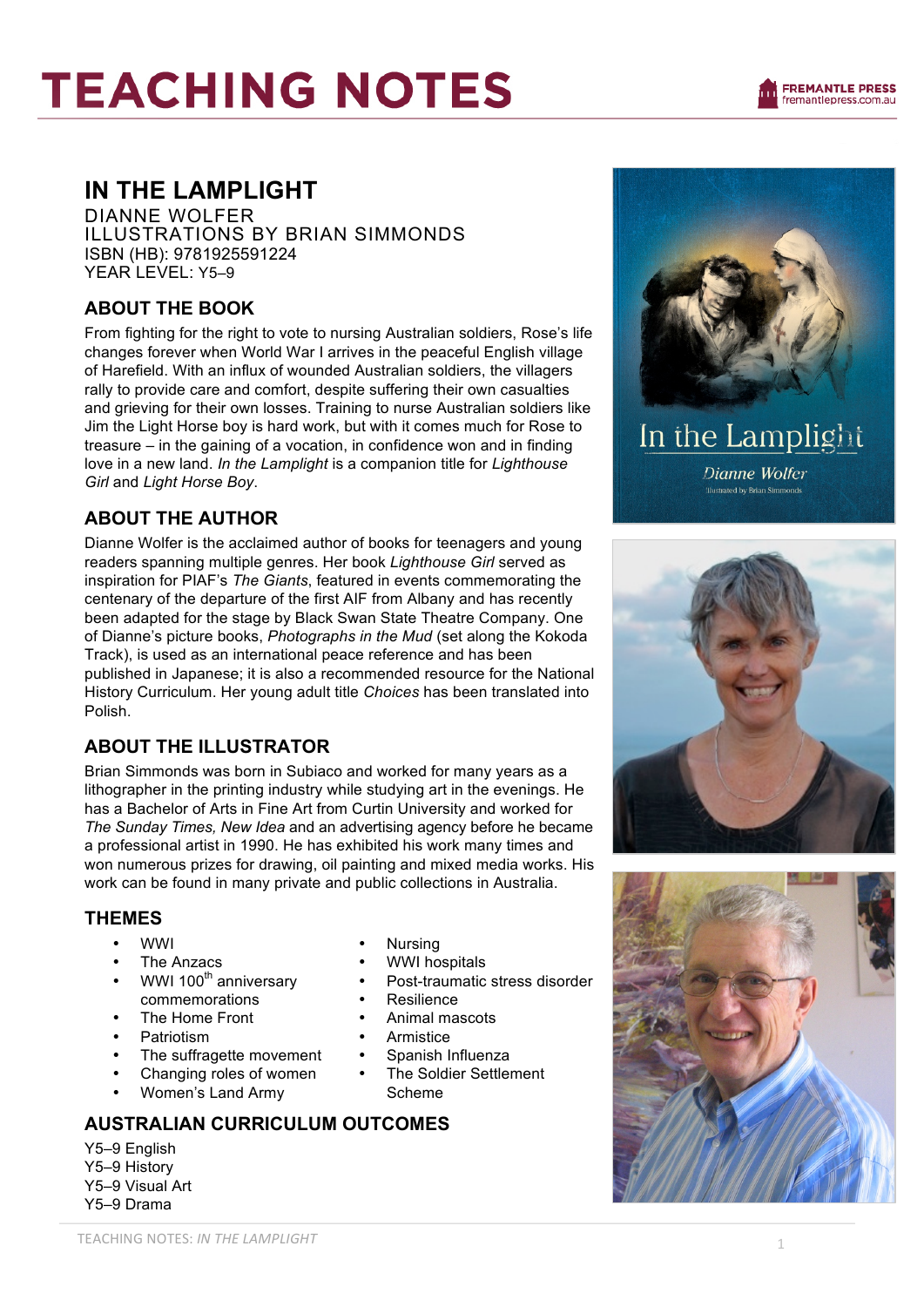# TEACHING NOTES

## IN THE LAMPLIGHT

DIANNE WOLFER
ILLUSTRATIONS BY BRIAN SIMMONDS
ISBN (HB): 9781925591224
YEAR LEVEL: Y5–9

### ABOUT THE BOOK

From fighting for the right to vote to nursing Australian soldiers, Rose's life changes forever when World War I arrives in the peaceful English village of Harefield. With an influx of wounded Australian soldiers, the villagers rally to provide care and comfort, despite suffering their own casualties and grieving for their own losses. Training to nurse Australian soldiers like Jim the Light Horse boy is hard work, but with it comes much for Rose to treasure – in the gaining of a vocation, in confidence won and in finding love in a new land. *In the Lamplight* is a companion title for *Lighthouse Girl* and *Light Horse Boy*.

### ABOUT THE AUTHOR

Dianne Wolfer is the acclaimed author of books for teenagers and young readers spanning multiple genres. Her book *Lighthouse Girl* served as inspiration for PIAF's *The Giants*, featured in events commemorating the centenary of the departure of the first AIF from Albany and has recently been adapted for the stage by Black Swan State Theatre Company. One of Dianne's picture books, *Photographs in the Mud* (set along the Kokoda Track), is used as an international peace reference and has been published in Japanese; it is also a recommended resource for the National History Curriculum. Her young adult title *Choices* has been translated into Polish.

### ABOUT THE ILLUSTRATOR

Brian Simmonds was born in Subiaco and worked for many years as a lithographer in the printing industry while studying art in the evenings. He has a Bachelor of Arts in Fine Art from Curtin University and worked for *The Sunday Times, New Idea* and an advertising agency before he became a professional artist in 1990. He has exhibited his work many times and won numerous prizes for drawing, oil painting and mixed media works. His work can be found in many private and public collections in Australia.

### THEMES

- WWI
- The Anzacs
- WWI 100th anniversary commemorations
- The Home Front
- Patriotism
- The suffragette movement
- Changing roles of women
- Women's Land Army
- Nursing
- WWI hospitals
- Post-traumatic stress disorder
- Resilience
- Animal mascots
- Armistice
- Spanish Influenza
- The Soldier Settlement Scheme

### AUSTRALIAN CURRICULUM OUTCOMES

Y5–9 English
Y5–9 History
Y5–9 Visual Art
Y5–9 Drama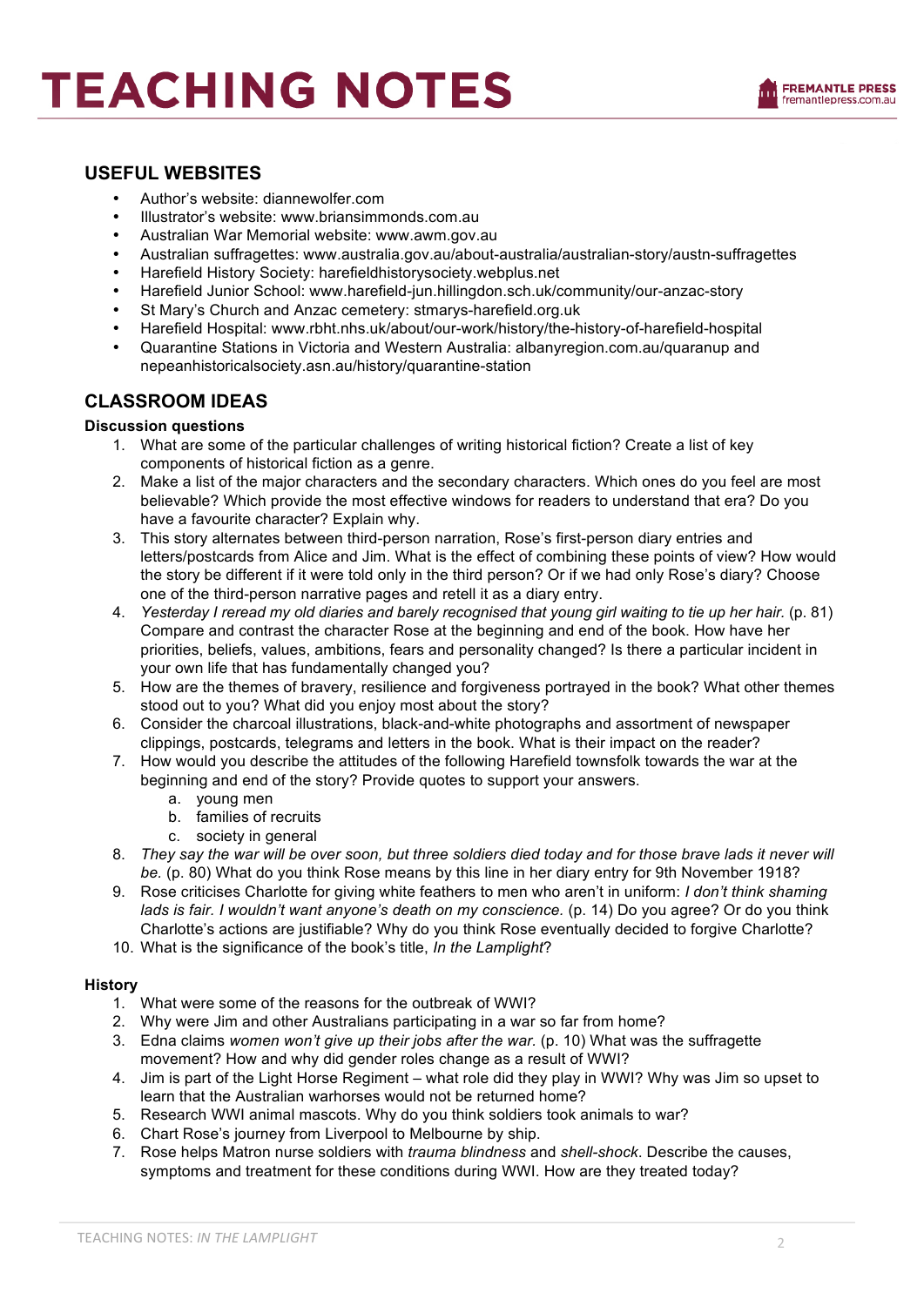## USEFUL WEBSITES

- Author's website: diannewolfer.com
- Illustrator's website: www.briansimmonds.com.au
- Australian War Memorial website: www.awm.gov.au
- Australian suffragettes: www.australia.gov.au/about-australia/australian-story/austn-suffragettes
- Harefield History Society: harefieldhistorysociety.webplus.net
- Harefield Junior School: www.harefield-jun.hillingdon.sch.uk/community/our-anzac-story
- St Mary's Church and Anzac cemetery: stmarys-harefield.org.uk
- Harefield Hospital: www.rbht.nhs.uk/about/our-work/history/the-history-of-harefield-hospital
- Quarantine Stations in Victoria and Western Australia: albanyregion.com.au/quaranup and nepeanhistoricalsociety.asn.au/history/quarantine-station

## CLASSROOM IDEAS

**Discussion questions**

1. What are some of the particular challenges of writing historical fiction? Create a list of key components of historical fiction as a genre.
2. Make a list of the major characters and the secondary characters. Which ones do you feel are most believable? Which provide the most effective windows for readers to understand that era? Do you have a favourite character? Explain why.
3. This story alternates between third-person narration, Rose's first-person diary entries and letters/postcards from Alice and Jim. What is the effect of combining these points of view? How would the story be different if it were told only in the third person? Or if we had only Rose's diary? Choose one of the third-person narrative pages and retell it as a diary entry.
4. *Yesterday I reread my old diaries and barely recognised that young girl waiting to tie up her hair.* (p. 81) Compare and contrast the character Rose at the beginning and end of the book. How have her priorities, beliefs, values, ambitions, fears and personality changed? Is there a particular incident in your own life that has fundamentally changed you?
5. How are the themes of bravery, resilience and forgiveness portrayed in the book? What other themes stood out to you? What did you enjoy most about the story?
6. Consider the charcoal illustrations, black-and-white photographs and assortment of newspaper clippings, postcards, telegrams and letters in the book. What is their impact on the reader?
7. How would you describe the attitudes of the following Harefield townsfolk towards the war at the beginning and end of the story? Provide quotes to support your answers.
    a. young men
    b. families of recruits
    c. society in general
8. *They say the war will be over soon, but three soldiers died today and for those brave lads it never will be.* (p. 80) What do you think Rose means by this line in her diary entry for 9th November 1918?
9. Rose criticises Charlotte for giving white feathers to men who aren't in uniform: *I don't think shaming lads is fair. I wouldn't want anyone's death on my conscience.* (p. 14) Do you agree? Or do you think Charlotte's actions are justifiable? Why do you think Rose eventually decided to forgive Charlotte?
10. What is the significance of the book's title, *In the Lamplight*?

**History**

1. What were some of the reasons for the outbreak of WWI?
2. Why were Jim and other Australians participating in a war so far from home?
3. Edna claims *women won't give up their jobs after the war.* (p. 10) What was the suffragette movement? How and why did gender roles change as a result of WWI?
4. Jim is part of the Light Horse Regiment – what role did they play in WWI? Why was Jim so upset to learn that the Australian warhorses would not be returned home?
5. Research WWI animal mascots. Why do you think soldiers took animals to war?
6. Chart Rose's journey from Liverpool to Melbourne by ship.
7. Rose helps Matron nurse soldiers with *trauma blindness* and *shell-shock*. Describe the causes, symptoms and treatment for these conditions during WWI. How are they treated today?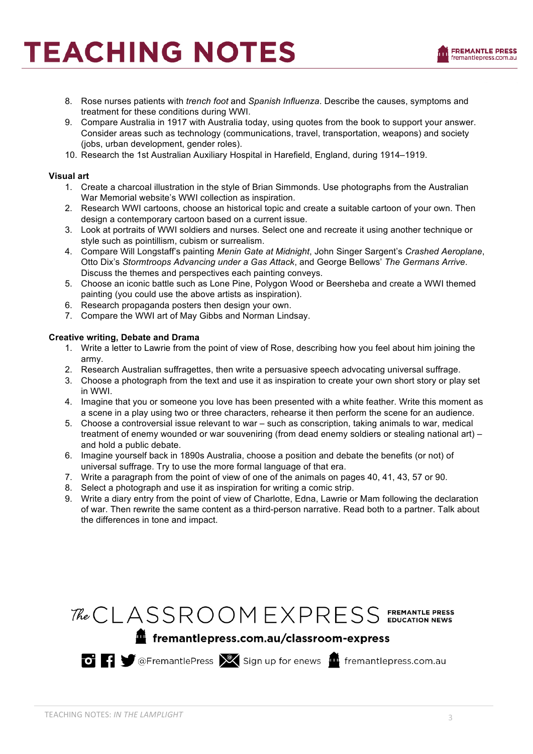8. Rose nurses patients with *trench foot* and *Spanish Influenza*. Describe the causes, symptoms and treatment for these conditions during WWI.
9. Compare Australia in 1917 with Australia today, using quotes from the book to support your answer. Consider areas such as technology (communications, travel, transportation, weapons) and society (jobs, urban development, gender roles).
10. Research the 1st Australian Auxiliary Hospital in Harefield, England, during 1914–1919.

**Visual art**

1. Create a charcoal illustration in the style of Brian Simmonds. Use photographs from the Australian War Memorial website's WWI collection as inspiration.
2. Research WWI cartoons, choose an historical topic and create a suitable cartoon of your own. Then design a contemporary cartoon based on a current issue.
3. Look at portraits of WWI soldiers and nurses. Select one and recreate it using another technique or style such as pointillism, cubism or surrealism.
4. Compare Will Longstaff's painting *Menin Gate at Midnight*, John Singer Sargent's *Crashed Aeroplane*, Otto Dix's *Stormtroops Advancing under a Gas Attack*, and George Bellows' *The Germans Arrive*. Discuss the themes and perspectives each painting conveys.
5. Choose an iconic battle such as Lone Pine, Polygon Wood or Beersheba and create a WWI themed painting (you could use the above artists as inspiration).
6. Research propaganda posters then design your own.
7. Compare the WWI art of May Gibbs and Norman Lindsay.

**Creative writing, Debate and Drama**

1. Write a letter to Lawrie from the point of view of Rose, describing how you feel about him joining the army.
2. Research Australian suffragettes, then write a persuasive speech advocating universal suffrage.
3. Choose a photograph from the text and use it as inspiration to create your own short story or play set in WWI.
4. Imagine that you or someone you love has been presented with a white feather. Write this moment as a scene in a play using two or three characters, rehearse it then perform the scene for an audience.
5. Choose a controversial issue relevant to war – such as conscription, taking animals to war, medical treatment of enemy wounded or war souveniring (from dead enemy soldiers or stealing national art) – and hold a public debate.
6. Imagine yourself back in 1890s Australia, choose a position and debate the benefits (or not) of universal suffrage. Try to use the more formal language of that era.
7. Write a paragraph from the point of view of one of the animals on pages 40, 41, 43, 57 or 90.
8. Select a photograph and use it as inspiration for writing a comic strip.
9. Write a diary entry from the point of view of Charlotte, Edna, Lawrie or Mam following the declaration of war. Then rewrite the same content as a third-person narrative. Read both to a partner. Talk about the differences in tone and impact.

The CLASSROOM EXPRESS FREMANTLE PRESS EDUCATION NEWS

fremantlepress.com.au/classroom-express

@FremantlePress Sign up for enews fremantlepress.com.au